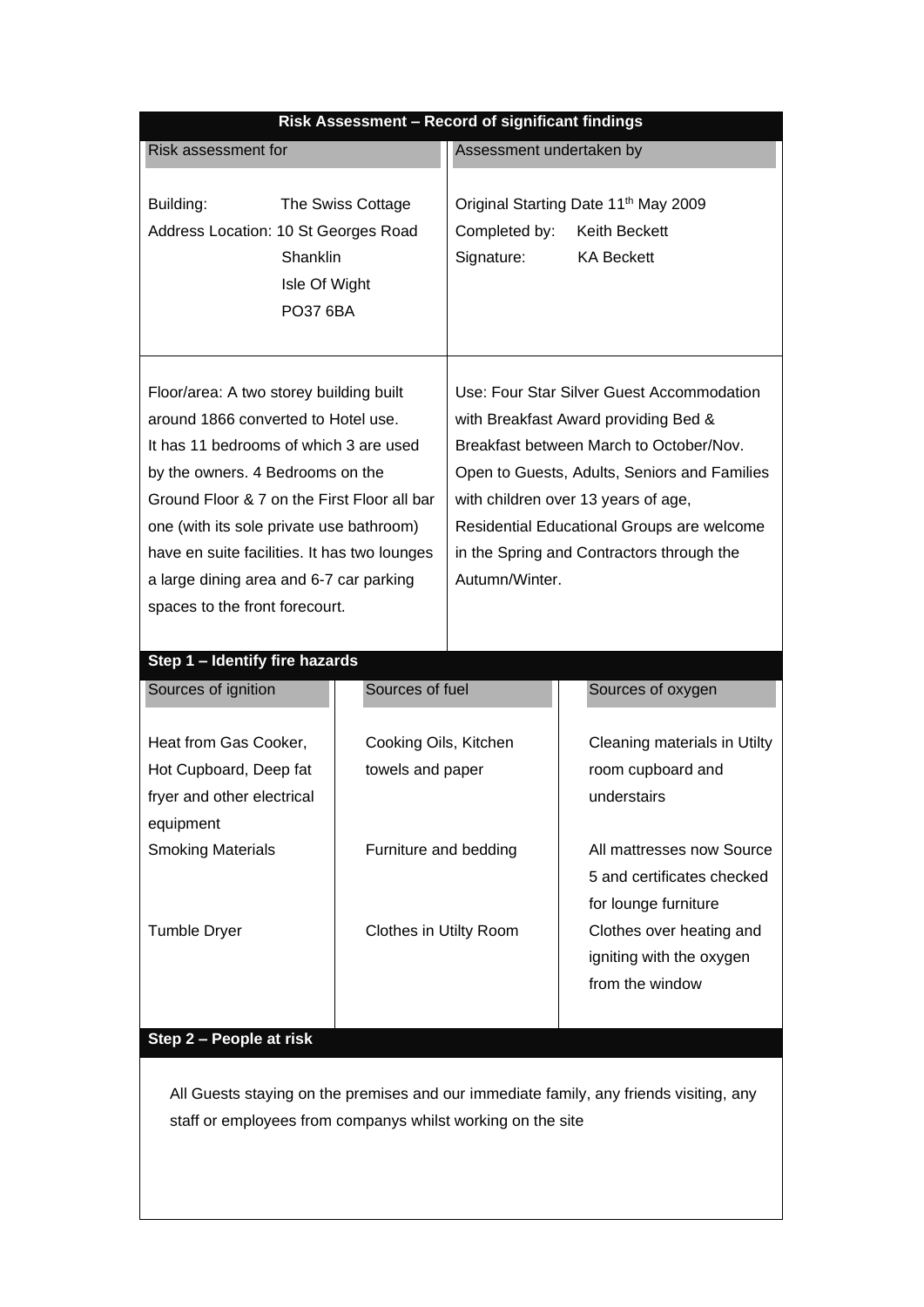## Risk Assessment – Record of significant findings

| Risk assessment for | Assessment undertaken by |
|---|---|
| Building: The Swiss Cottage<br>Address Location: 10 St Georges Road<br>Shanklin<br>Isle Of Wight<br>PO37 6BA | Original Starting Date 11th May 2009<br>Completed by: Keith Beckett<br>Signature: KA Beckett |
| Floor/area: A two storey building built around 1866 converted to Hotel use. It has 11 bedrooms of which 3 are used by the owners. 4 Bedrooms on the Ground Floor & 7 on the First Floor all bar one (with its sole private use bathroom) have en suite facilities. It has two lounges a large dining area and 6-7 car parking spaces to the front forecourt. | Use: Four Star Silver Guest Accommodation with Breakfast Award providing Bed & Breakfast between March to October/Nov. Open to Guests, Adults, Seniors and Families with children over 13 years of age, Residential Educational Groups are welcome in the Spring and Contractors through the Autumn/Winter. |

### Step 1 – Identify fire hazards

| Sources of ignition | Sources of fuel | Sources of oxygen |
|---|---|---|
| Heat from Gas Cooker, Hot Cupboard, Deep fat fryer and other electrical equipment | Cooking Oils, Kitchen towels and paper | Cleaning materials in Utilty room cupboard and understairs |
| Smoking Materials | Furniture and bedding | All mattresses now Source 5 and certificates checked for lounge furniture |
| Tumble Dryer | Clothes in Utilty Room | Clothes over heating and igniting with the oxygen from the window |

### Step 2 – People at risk

All Guests staying on the premises and our immediate family, any friends visiting, any staff or employees from companys whilst working on the site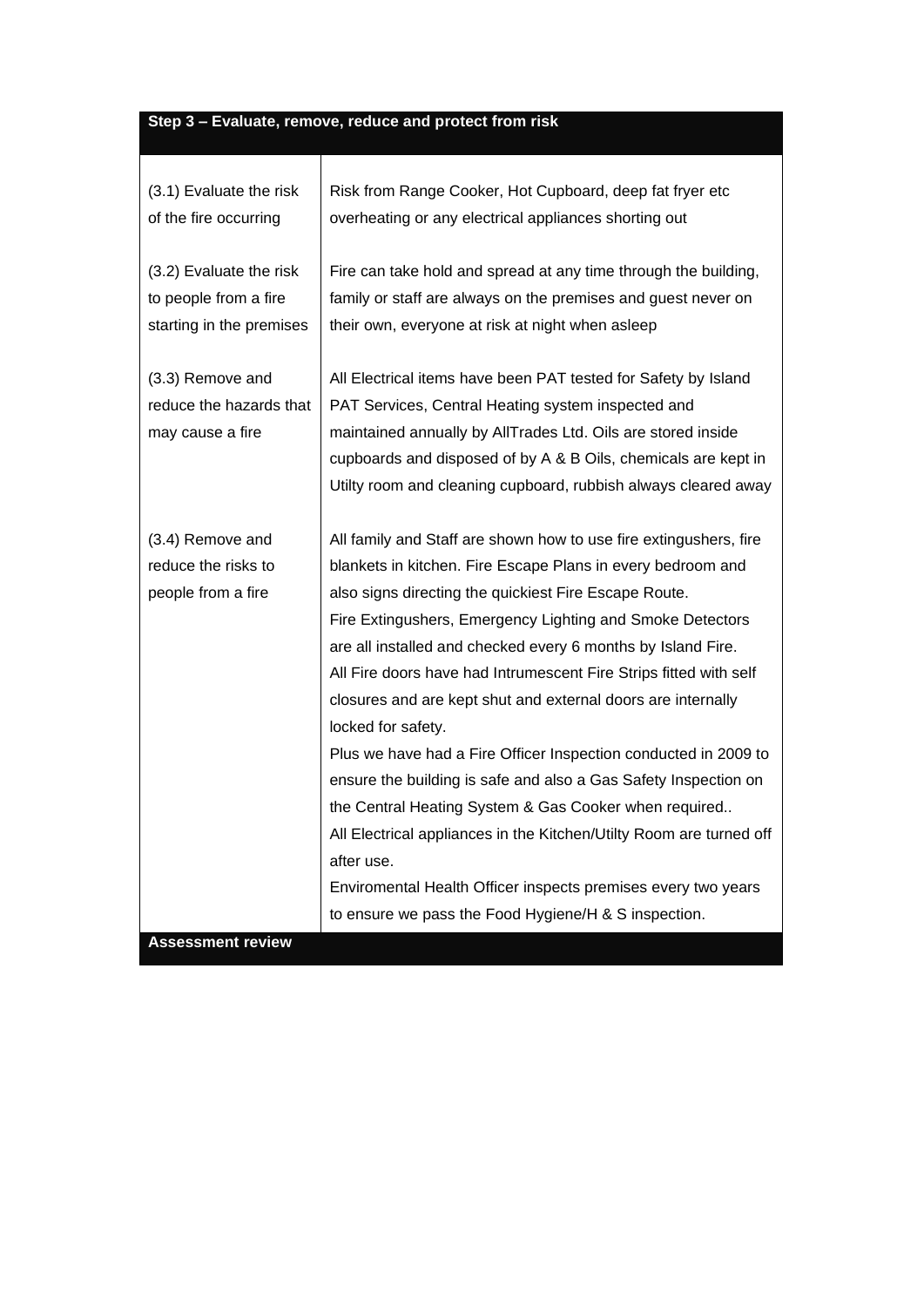| Step 3 – Evaluate, remove, reduce and protect from risk | |
|---|---|
| (3.1) Evaluate the risk of the fire occurring | Risk from Range Cooker, Hot Cupboard, deep fat fryer etc overheating or any electrical appliances shorting out |
| (3.2) Evaluate the risk to people from a fire starting in the premises | Fire can take hold and spread at any time through the building, family or staff are always on the premises and guest never on their own, everyone at risk at night when asleep |
| (3.3) Remove and reduce the hazards that may cause a fire | All Electrical items have been PAT tested for Safety by Island PAT Services, Central Heating system inspected and maintained annually by AllTrades Ltd. Oils are stored inside cupboards and disposed of by A & B Oils, chemicals are kept in Utilty room and cleaning cupboard, rubbish always cleared away |
| (3.4) Remove and reduce the risks to people from a fire | All family and Staff are shown how to use fire extingushers, fire blankets in kitchen. Fire Escape Plans in every bedroom and also signs directing the quickiest Fire Escape Route.<br>Fire Extingushers, Emergency Lighting and Smoke Detectors are all installed and checked every 6 months by Island Fire.<br>All Fire doors have had Intrumescent Fire Strips fitted with self closures and are kept shut and external doors are internally locked for safety.<br>Plus we have had a Fire Officer Inspection conducted in 2009 to ensure the building is safe and also a Gas Safety Inspection on the Central Heating System & Gas Cooker when required..<br>All Electrical appliances in the Kitchen/Utilty Room are turned off after use.<br>Enviromental Health Officer inspects premises every two years to ensure we pass the Food Hygiene/H & S inspection. |

**Assessment review**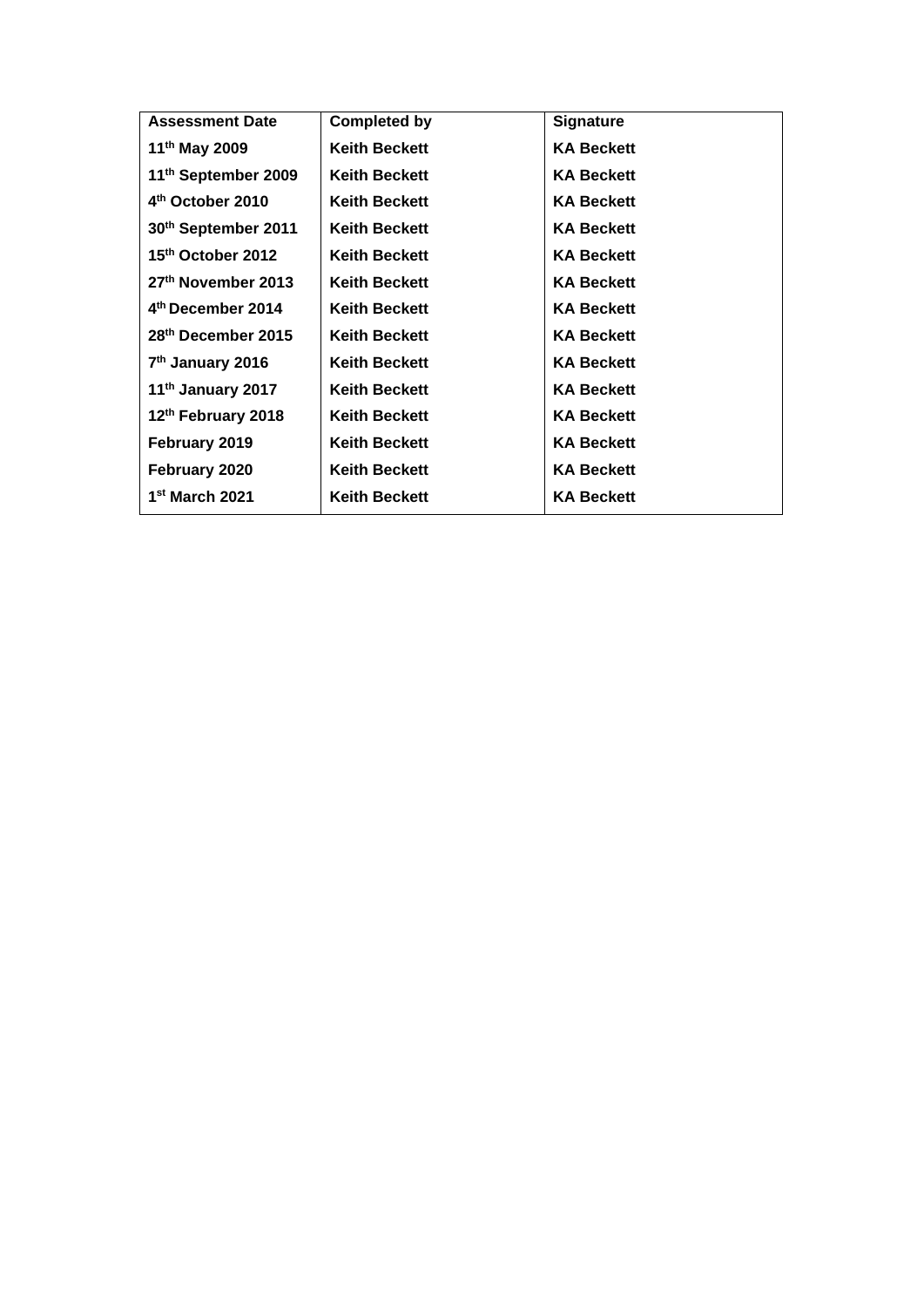| Assessment Date | Completed by | Signature |
|---|---|---|
| 11th May 2009 | Keith Beckett | KA Beckett |
| 11th September 2009 | Keith Beckett | KA Beckett |
| 4th October 2010 | Keith Beckett | KA Beckett |
| 30th September 2011 | Keith Beckett | KA Beckett |
| 15th October 2012 | Keith Beckett | KA Beckett |
| 27th November 2013 | Keith Beckett | KA Beckett |
| 4th December 2014 | Keith Beckett | KA Beckett |
| 28th December 2015 | Keith Beckett | KA Beckett |
| 7th January 2016 | Keith Beckett | KA Beckett |
| 11th January 2017 | Keith Beckett | KA Beckett |
| 12th February 2018 | Keith Beckett | KA Beckett |
| February 2019 | Keith Beckett | KA Beckett |
| February 2020 | Keith Beckett | KA Beckett |
| 1st March 2021 | Keith Beckett | KA Beckett |